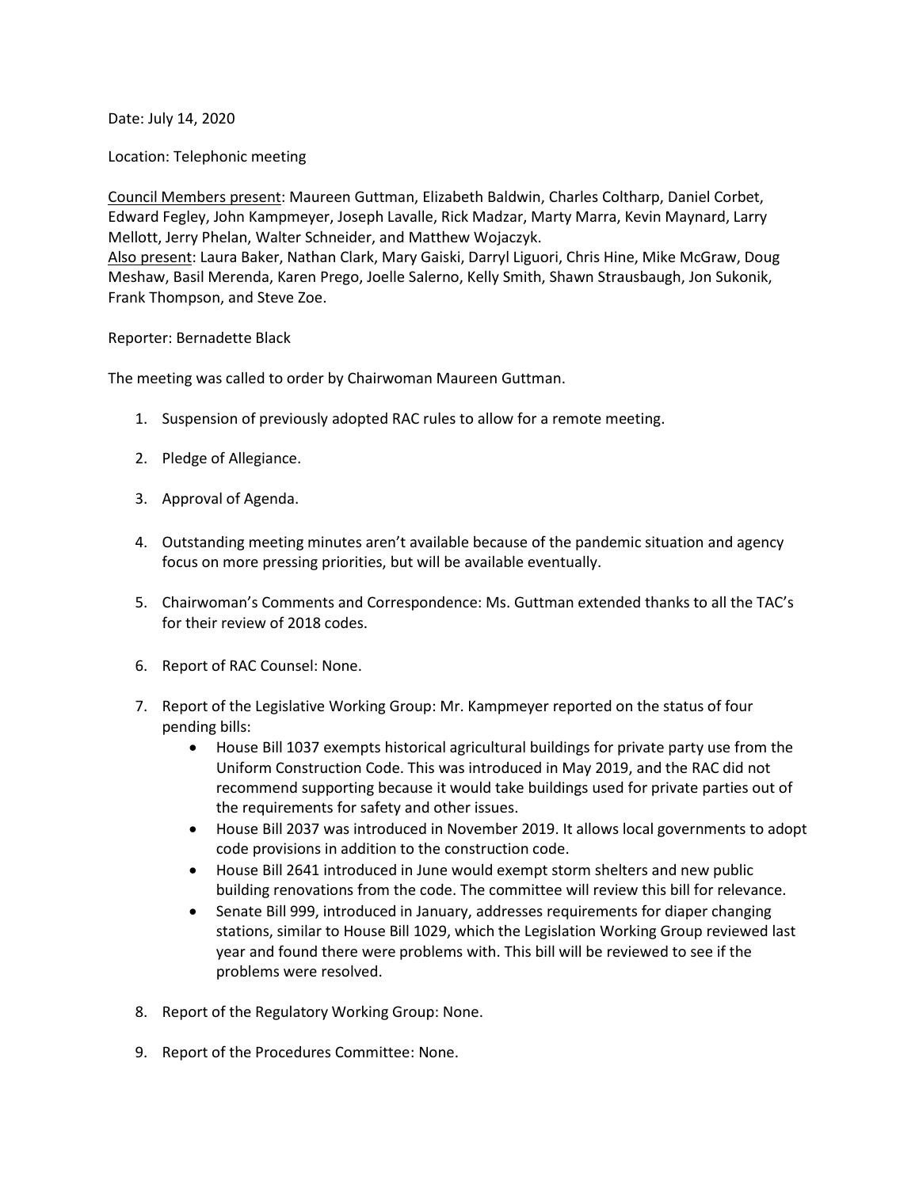Date: July 14, 2020

Location: Telephonic meeting

Council Members present: Maureen Guttman, Elizabeth Baldwin, Charles Coltharp, Daniel Corbet, Edward Fegley, John Kampmeyer, Joseph Lavalle, Rick Madzar, Marty Marra, Kevin Maynard, Larry Mellott, Jerry Phelan, Walter Schneider, and Matthew Wojaczyk.
Also present: Laura Baker, Nathan Clark, Mary Gaiski, Darryl Liguori, Chris Hine, Mike McGraw, Doug Meshaw, Basil Merenda, Karen Prego, Joelle Salerno, Kelly Smith, Shawn Strausbaugh, Jon Sukonik, Frank Thompson, and Steve Zoe.

Reporter: Bernadette Black

The meeting was called to order by Chairwoman Maureen Guttman.

1. Suspension of previously adopted RAC rules to allow for a remote meeting.

2. Pledge of Allegiance.

3. Approval of Agenda.

4. Outstanding meeting minutes aren't available because of the pandemic situation and agency focus on more pressing priorities, but will be available eventually.

5. Chairwoman's Comments and Correspondence: Ms. Guttman extended thanks to all the TAC's for their review of 2018 codes.

6. Report of RAC Counsel: None.

7. Report of the Legislative Working Group: Mr. Kampmeyer reported on the status of four pending bills:
   - House Bill 1037 exempts historical agricultural buildings for private party use from the Uniform Construction Code. This was introduced in May 2019, and the RAC did not recommend supporting because it would take buildings used for private parties out of the requirements for safety and other issues.
   - House Bill 2037 was introduced in November 2019. It allows local governments to adopt code provisions in addition to the construction code.
   - House Bill 2641 introduced in June would exempt storm shelters and new public building renovations from the code. The committee will review this bill for relevance.
   - Senate Bill 999, introduced in January, addresses requirements for diaper changing stations, similar to House Bill 1029, which the Legislation Working Group reviewed last year and found there were problems with. This bill will be reviewed to see if the problems were resolved.

8. Report of the Regulatory Working Group: None.

9. Report of the Procedures Committee: None.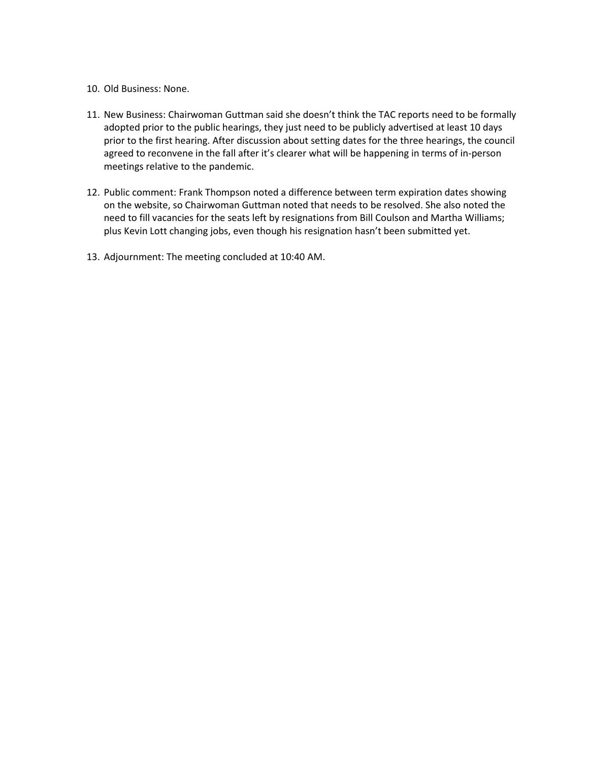10. Old Business: None.

11. New Business: Chairwoman Guttman said she doesn't think the TAC reports need to be formally adopted prior to the public hearings, they just need to be publicly advertised at least 10 days prior to the first hearing. After discussion about setting dates for the three hearings, the council agreed to reconvene in the fall after it's clearer what will be happening in terms of in-person meetings relative to the pandemic.

12. Public comment: Frank Thompson noted a difference between term expiration dates showing on the website, so Chairwoman Guttman noted that needs to be resolved. She also noted the need to fill vacancies for the seats left by resignations from Bill Coulson and Martha Williams; plus Kevin Lott changing jobs, even though his resignation hasn't been submitted yet.

13. Adjournment: The meeting concluded at 10:40 AM.